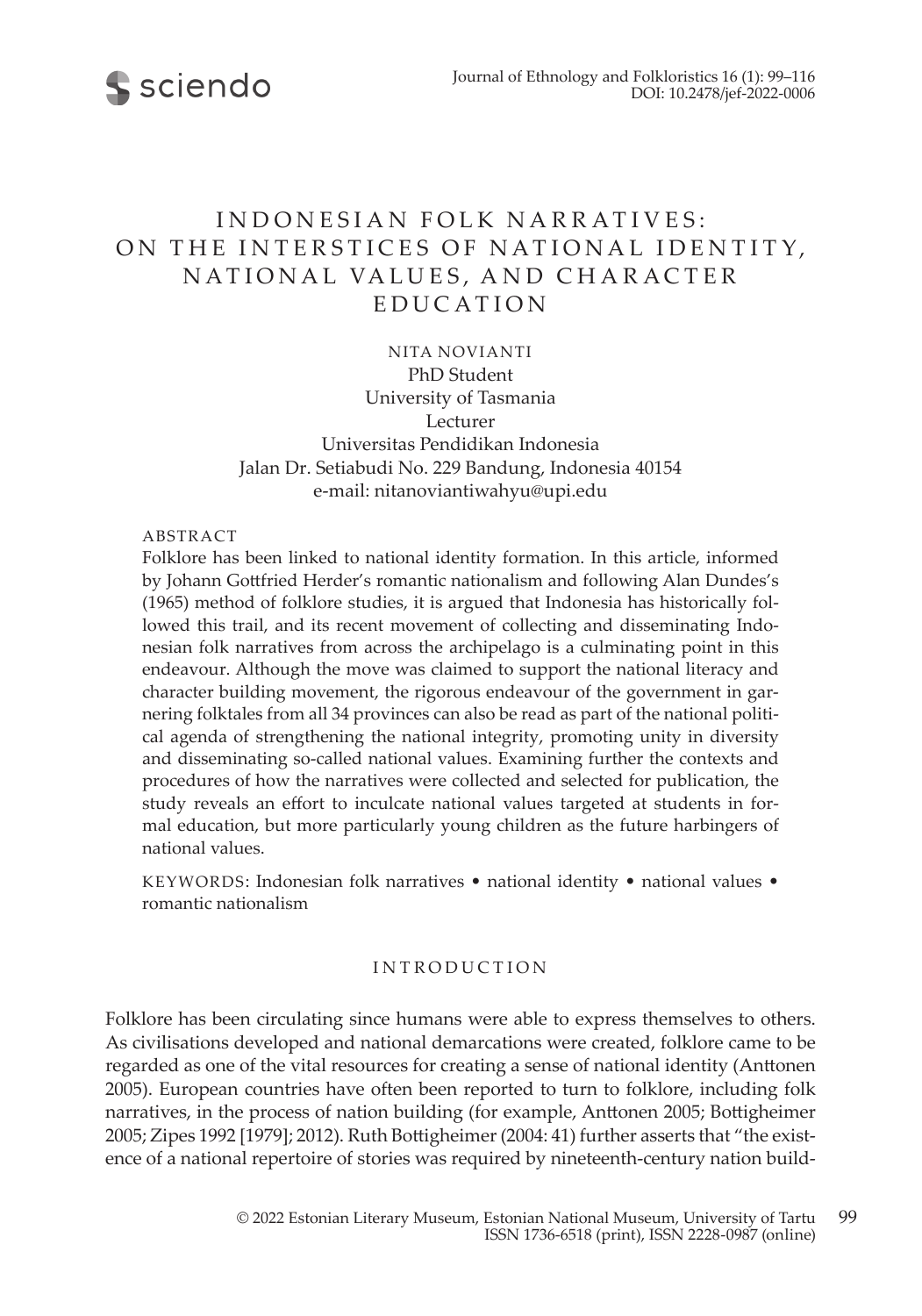# INDONESIAN FOLK NARRATIVES: ON THE INTERSTICES OF NATIONAL IDENTITY, NATIONAL VALUES, AND CHARACTER EDUCATION

NITA NOVIANTI
PhD Student
University of Tasmania
Lecturer
Universitas Pendidikan Indonesia
Jalan Dr. Setiabudi No. 229 Bandung, Indonesia 40154
e-mail: nitanoviantiwahyu@upi.edu

ABSTRACT

Folklore has been linked to national identity formation. In this article, informed by Johann Gottfried Herder's romantic nationalism and following Alan Dundes's (1965) method of folklore studies, it is argued that Indonesia has historically followed this trail, and its recent movement of collecting and disseminating Indonesian folk narratives from across the archipelago is a culminating point in this endeavour. Although the move was claimed to support the national literacy and character building movement, the rigorous endeavour of the government in garnering folktales from all 34 provinces can also be read as part of the national political agenda of strengthening the national integrity, promoting unity in diversity and disseminating so-called national values. Examining further the contexts and procedures of how the narratives were collected and selected for publication, the study reveals an effort to inculcate national values targeted at students in formal education, but more particularly young children as the future harbingers of national values.

KEYWORDS: Indonesian folk narratives • national identity • national values • romantic nationalism

## INTRODUCTION

Folklore has been circulating since humans were able to express themselves to others. As civilisations developed and national demarcations were created, folklore came to be regarded as one of the vital resources for creating a sense of national identity (Anttonen 2005). European countries have often been reported to turn to folklore, including folk narratives, in the process of nation building (for example, Anttonen 2005; Bottigheimer 2005; Zipes 1992 [1979]; 2012). Ruth Bottigheimer (2004: 41) further asserts that "the existence of a national repertoire of stories was required by nineteenth-century nation build-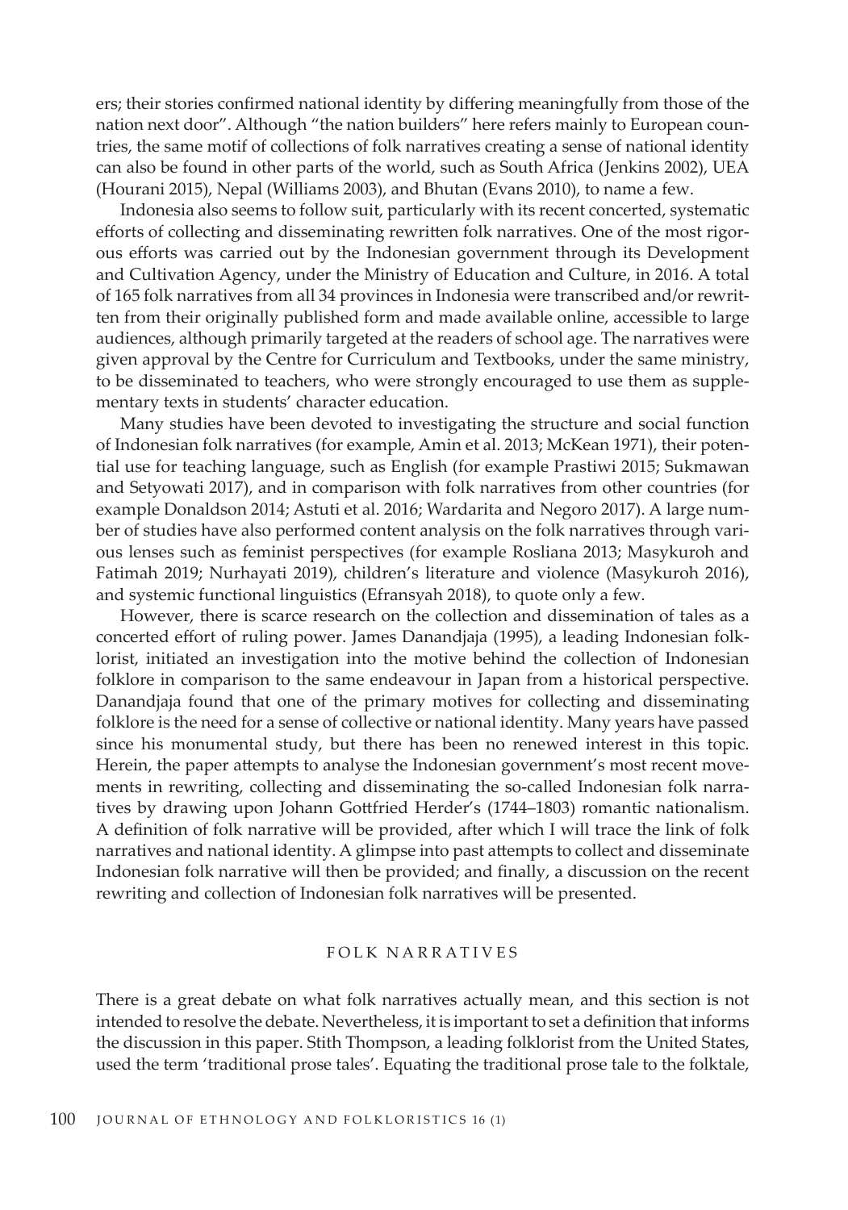ers; their stories confirmed national identity by differing meaningfully from those of the nation next door". Although "the nation builders" here refers mainly to European countries, the same motif of collections of folk narratives creating a sense of national identity can also be found in other parts of the world, such as South Africa (Jenkins 2002), UEA (Hourani 2015), Nepal (Williams 2003), and Bhutan (Evans 2010), to name a few.

Indonesia also seems to follow suit, particularly with its recent concerted, systematic efforts of collecting and disseminating rewritten folk narratives. One of the most rigorous efforts was carried out by the Indonesian government through its Development and Cultivation Agency, under the Ministry of Education and Culture, in 2016. A total of 165 folk narratives from all 34 provinces in Indonesia were transcribed and/or rewritten from their originally published form and made available online, accessible to large audiences, although primarily targeted at the readers of school age. The narratives were given approval by the Centre for Curriculum and Textbooks, under the same ministry, to be disseminated to teachers, who were strongly encouraged to use them as supplementary texts in students' character education.

Many studies have been devoted to investigating the structure and social function of Indonesian folk narratives (for example, Amin et al. 2013; McKean 1971), their potential use for teaching language, such as English (for example Prastiwi 2015; Sukmawan and Setyowati 2017), and in comparison with folk narratives from other countries (for example Donaldson 2014; Astuti et al. 2016; Wardarita and Negoro 2017). A large number of studies have also performed content analysis on the folk narratives through various lenses such as feminist perspectives (for example Rosliana 2013; Masykuroh and Fatimah 2019; Nurhayati 2019), children's literature and violence (Masykuroh 2016), and systemic functional linguistics (Efransyah 2018), to quote only a few.

However, there is scarce research on the collection and dissemination of tales as a concerted effort of ruling power. James Danandjaja (1995), a leading Indonesian folklorist, initiated an investigation into the motive behind the collection of Indonesian folklore in comparison to the same endeavour in Japan from a historical perspective. Danandjaja found that one of the primary motives for collecting and disseminating folklore is the need for a sense of collective or national identity. Many years have passed since his monumental study, but there has been no renewed interest in this topic. Herein, the paper attempts to analyse the Indonesian government's most recent movements in rewriting, collecting and disseminating the so-called Indonesian folk narratives by drawing upon Johann Gottfried Herder's (1744–1803) romantic nationalism. A definition of folk narrative will be provided, after which I will trace the link of folk narratives and national identity. A glimpse into past attempts to collect and disseminate Indonesian folk narrative will then be provided; and finally, a discussion on the recent rewriting and collection of Indonesian folk narratives will be presented.

## FOLK NARRATIVES

There is a great debate on what folk narratives actually mean, and this section is not intended to resolve the debate. Nevertheless, it is important to set a definition that informs the discussion in this paper. Stith Thompson, a leading folklorist from the United States, used the term 'traditional prose tales'. Equating the traditional prose tale to the folktale,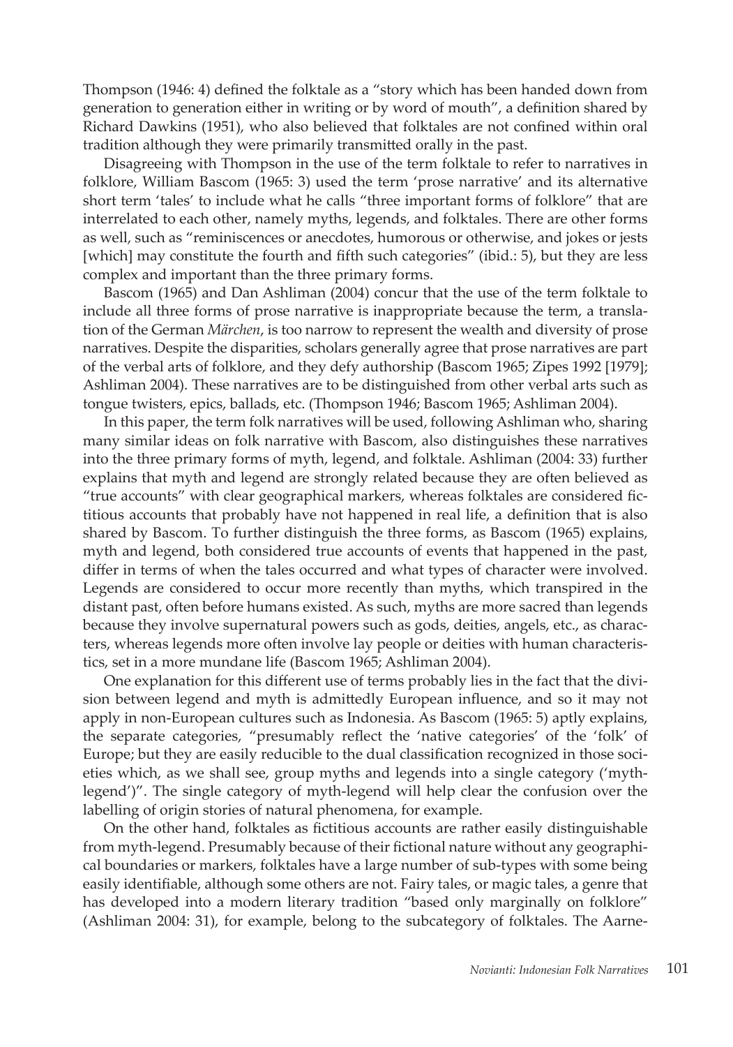Thompson (1946: 4) defined the folktale as a "story which has been handed down from generation to generation either in writing or by word of mouth", a definition shared by Richard Dawkins (1951), who also believed that folktales are not confined within oral tradition although they were primarily transmitted orally in the past.

Disagreeing with Thompson in the use of the term folktale to refer to narratives in folklore, William Bascom (1965: 3) used the term 'prose narrative' and its alternative short term 'tales' to include what he calls "three important forms of folklore" that are interrelated to each other, namely myths, legends, and folktales. There are other forms as well, such as "reminiscences or anecdotes, humorous or otherwise, and jokes or jests [which] may constitute the fourth and fifth such categories" (ibid.: 5), but they are less complex and important than the three primary forms.

Bascom (1965) and Dan Ashliman (2004) concur that the use of the term folktale to include all three forms of prose narrative is inappropriate because the term, a translation of the German *Märchen*, is too narrow to represent the wealth and diversity of prose narratives. Despite the disparities, scholars generally agree that prose narratives are part of the verbal arts of folklore, and they defy authorship (Bascom 1965; Zipes 1992 [1979]; Ashliman 2004). These narratives are to be distinguished from other verbal arts such as tongue twisters, epics, ballads, etc. (Thompson 1946; Bascom 1965; Ashliman 2004).

In this paper, the term folk narratives will be used, following Ashliman who, sharing many similar ideas on folk narrative with Bascom, also distinguishes these narratives into the three primary forms of myth, legend, and folktale. Ashliman (2004: 33) further explains that myth and legend are strongly related because they are often believed as "true accounts" with clear geographical markers, whereas folktales are considered fictitious accounts that probably have not happened in real life, a definition that is also shared by Bascom. To further distinguish the three forms, as Bascom (1965) explains, myth and legend, both considered true accounts of events that happened in the past, differ in terms of when the tales occurred and what types of character were involved. Legends are considered to occur more recently than myths, which transpired in the distant past, often before humans existed. As such, myths are more sacred than legends because they involve supernatural powers such as gods, deities, angels, etc., as characters, whereas legends more often involve lay people or deities with human characteristics, set in a more mundane life (Bascom 1965; Ashliman 2004).

One explanation for this different use of terms probably lies in the fact that the division between legend and myth is admittedly European influence, and so it may not apply in non-European cultures such as Indonesia. As Bascom (1965: 5) aptly explains, the separate categories, "presumably reflect the 'native categories' of the 'folk' of Europe; but they are easily reducible to the dual classification recognized in those societies which, as we shall see, group myths and legends into a single category ('myth-legend')". The single category of myth-legend will help clear the confusion over the labelling of origin stories of natural phenomena, for example.

On the other hand, folktales as fictitious accounts are rather easily distinguishable from myth-legend. Presumably because of their fictional nature without any geographical boundaries or markers, folktales have a large number of sub-types with some being easily identifiable, although some others are not. Fairy tales, or magic tales, a genre that has developed into a modern literary tradition "based only marginally on folklore" (Ashliman 2004: 31), for example, belong to the subcategory of folktales. The Aarne-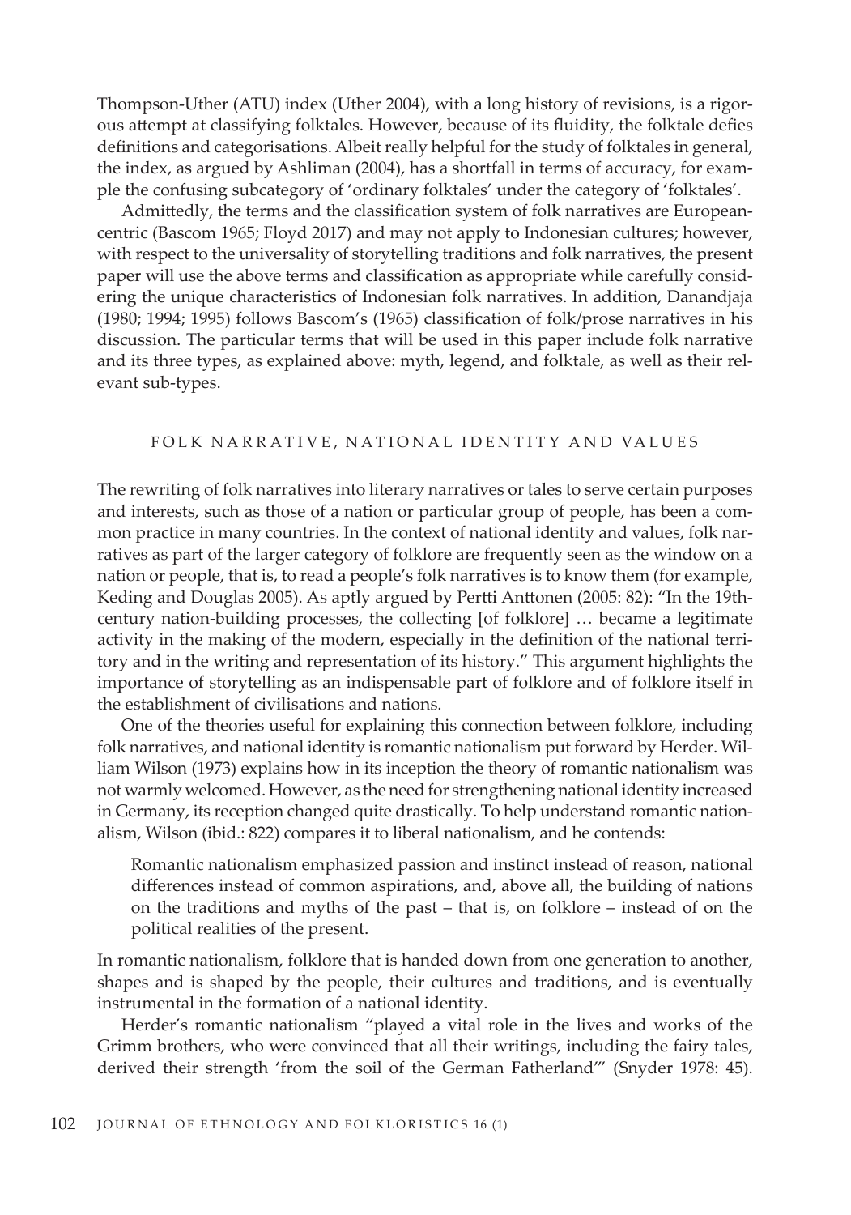Thompson-Uther (ATU) index (Uther 2004), with a long history of revisions, is a rigorous attempt at classifying folktales. However, because of its fluidity, the folktale defies definitions and categorisations. Albeit really helpful for the study of folktales in general, the index, as argued by Ashliman (2004), has a shortfall in terms of accuracy, for example the confusing subcategory of 'ordinary folktales' under the category of 'folktales'.

Admittedly, the terms and the classification system of folk narratives are Europeancentric (Bascom 1965; Floyd 2017) and may not apply to Indonesian cultures; however, with respect to the universality of storytelling traditions and folk narratives, the present paper will use the above terms and classification as appropriate while carefully considering the unique characteristics of Indonesian folk narratives. In addition, Danandjaja (1980; 1994; 1995) follows Bascom's (1965) classification of folk/prose narratives in his discussion. The particular terms that will be used in this paper include folk narrative and its three types, as explained above: myth, legend, and folktale, as well as their relevant sub-types.

## FOLK NARRATIVE, NATIONAL IDENTITY AND VALUES

The rewriting of folk narratives into literary narratives or tales to serve certain purposes and interests, such as those of a nation or particular group of people, has been a common practice in many countries. In the context of national identity and values, folk narratives as part of the larger category of folklore are frequently seen as the window on a nation or people, that is, to read a people's folk narratives is to know them (for example, Keding and Douglas 2005). As aptly argued by Pertti Anttonen (2005: 82): "In the 19th-century nation-building processes, the collecting [of folklore] … became a legitimate activity in the making of the modern, especially in the definition of the national territory and in the writing and representation of its history." This argument highlights the importance of storytelling as an indispensable part of folklore and of folklore itself in the establishment of civilisations and nations.

One of the theories useful for explaining this connection between folklore, including folk narratives, and national identity is romantic nationalism put forward by Herder. William Wilson (1973) explains how in its inception the theory of romantic nationalism was not warmly welcomed. However, as the need for strengthening national identity increased in Germany, its reception changed quite drastically. To help understand romantic nationalism, Wilson (ibid.: 822) compares it to liberal nationalism, and he contends:

> Romantic nationalism emphasized passion and instinct instead of reason, national differences instead of common aspirations, and, above all, the building of nations on the traditions and myths of the past – that is, on folklore – instead of on the political realities of the present.

In romantic nationalism, folklore that is handed down from one generation to another, shapes and is shaped by the people, their cultures and traditions, and is eventually instrumental in the formation of a national identity.

Herder's romantic nationalism "played a vital role in the lives and works of the Grimm brothers, who were convinced that all their writings, including the fairy tales, derived their strength 'from the soil of the German Fatherland'" (Snyder 1978: 45).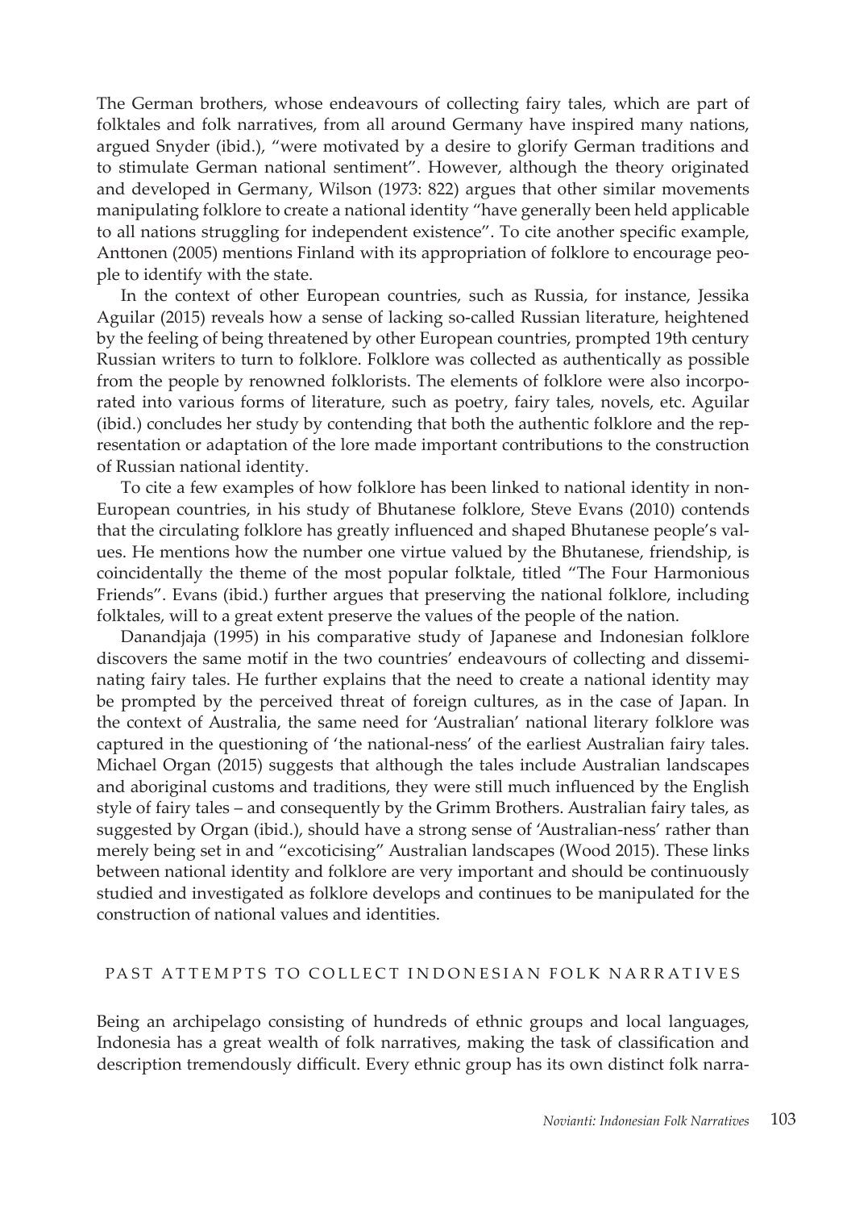The German brothers, whose endeavours of collecting fairy tales, which are part of folktales and folk narratives, from all around Germany have inspired many nations, argued Snyder (ibid.), "were motivated by a desire to glorify German traditions and to stimulate German national sentiment". However, although the theory originated and developed in Germany, Wilson (1973: 822) argues that other similar movements manipulating folklore to create a national identity "have generally been held applicable to all nations struggling for independent existence". To cite another specific example, Anttonen (2005) mentions Finland with its appropriation of folklore to encourage people to identify with the state.

In the context of other European countries, such as Russia, for instance, Jessika Aguilar (2015) reveals how a sense of lacking so-called Russian literature, heightened by the feeling of being threatened by other European countries, prompted 19th century Russian writers to turn to folklore. Folklore was collected as authentically as possible from the people by renowned folklorists. The elements of folklore were also incorporated into various forms of literature, such as poetry, fairy tales, novels, etc. Aguilar (ibid.) concludes her study by contending that both the authentic folklore and the representation or adaptation of the lore made important contributions to the construction of Russian national identity.

To cite a few examples of how folklore has been linked to national identity in non-European countries, in his study of Bhutanese folklore, Steve Evans (2010) contends that the circulating folklore has greatly influenced and shaped Bhutanese people's values. He mentions how the number one virtue valued by the Bhutanese, friendship, is coincidentally the theme of the most popular folktale, titled "The Four Harmonious Friends". Evans (ibid.) further argues that preserving the national folklore, including folktales, will to a great extent preserve the values of the people of the nation.

Danandjaja (1995) in his comparative study of Japanese and Indonesian folklore discovers the same motif in the two countries' endeavours of collecting and disseminating fairy tales. He further explains that the need to create a national identity may be prompted by the perceived threat of foreign cultures, as in the case of Japan. In the context of Australia, the same need for 'Australian' national literary folklore was captured in the questioning of 'the national-ness' of the earliest Australian fairy tales. Michael Organ (2015) suggests that although the tales include Australian landscapes and aboriginal customs and traditions, they were still much influenced by the English style of fairy tales – and consequently by the Grimm Brothers. Australian fairy tales, as suggested by Organ (ibid.), should have a strong sense of 'Australian-ness' rather than merely being set in and "excoticising" Australian landscapes (Wood 2015). These links between national identity and folklore are very important and should be continuously studied and investigated as folklore develops and continues to be manipulated for the construction of national values and identities.

## PAST ATTEMPTS TO COLLECT INDONESIAN FOLK NARRATIVES

Being an archipelago consisting of hundreds of ethnic groups and local languages, Indonesia has a great wealth of folk narratives, making the task of classification and description tremendously difficult. Every ethnic group has its own distinct folk narra-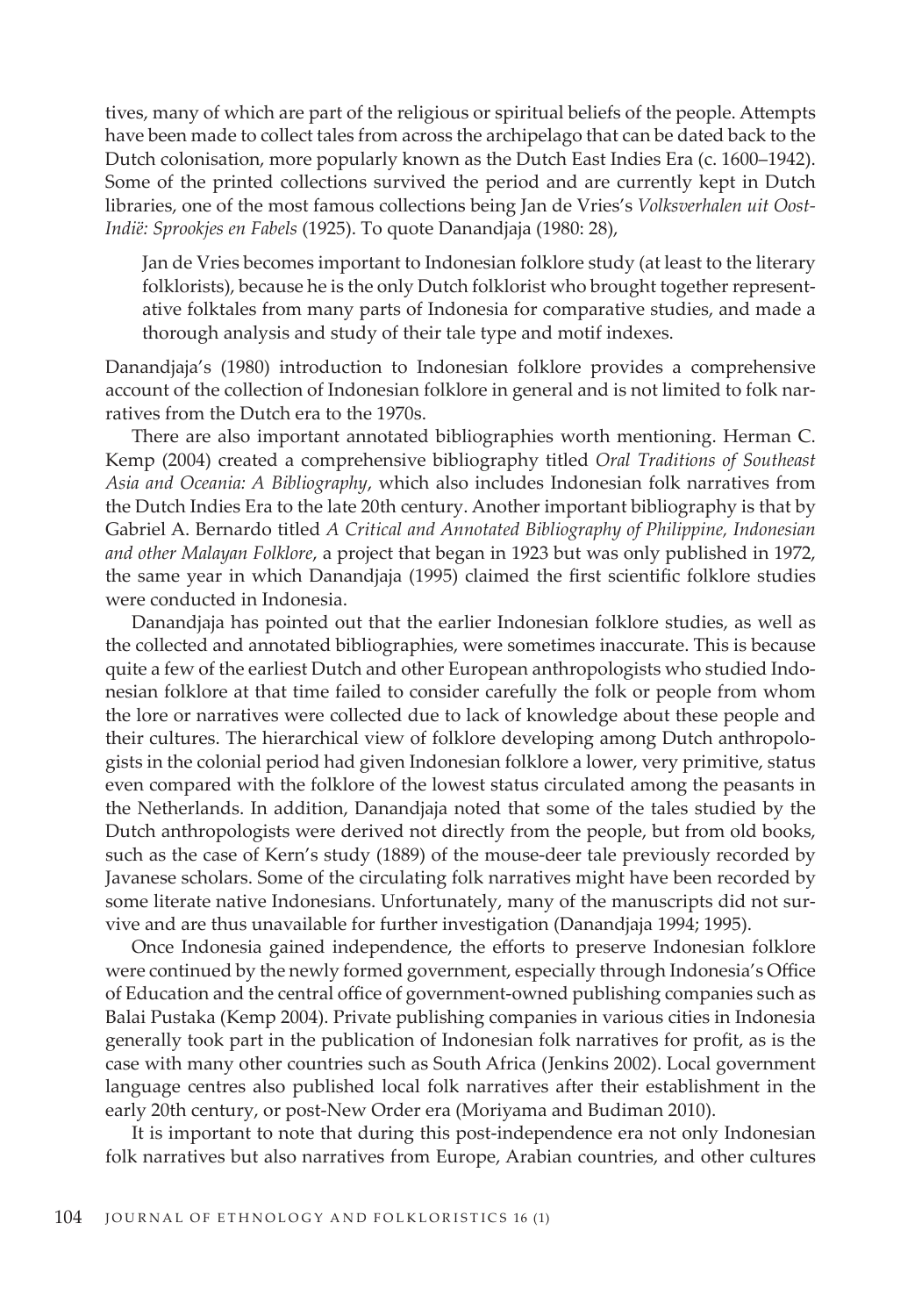tives, many of which are part of the religious or spiritual beliefs of the people. Attempts have been made to collect tales from across the archipelago that can be dated back to the Dutch colonisation, more popularly known as the Dutch East Indies Era (c. 1600–1942). Some of the printed collections survived the period and are currently kept in Dutch libraries, one of the most famous collections being Jan de Vries's *Volksverhalen uit Oost-Indië: Sprookjes en Fabels* (1925). To quote Danandjaja (1980: 28),

> Jan de Vries becomes important to Indonesian folklore study (at least to the literary folklorists), because he is the only Dutch folklorist who brought together representative folktales from many parts of Indonesia for comparative studies, and made a thorough analysis and study of their tale type and motif indexes.

Danandjaja's (1980) introduction to Indonesian folklore provides a comprehensive account of the collection of Indonesian folklore in general and is not limited to folk narratives from the Dutch era to the 1970s.

There are also important annotated bibliographies worth mentioning. Herman C. Kemp (2004) created a comprehensive bibliography titled *Oral Traditions of Southeast Asia and Oceania: A Bibliography*, which also includes Indonesian folk narratives from the Dutch Indies Era to the late 20th century. Another important bibliography is that by Gabriel A. Bernardo titled *A Critical and Annotated Bibliography of Philippine, Indonesian and other Malayan Folklore*, a project that began in 1923 but was only published in 1972, the same year in which Danandjaja (1995) claimed the first scientific folklore studies were conducted in Indonesia.

Danandjaja has pointed out that the earlier Indonesian folklore studies, as well as the collected and annotated bibliographies, were sometimes inaccurate. This is because quite a few of the earliest Dutch and other European anthropologists who studied Indonesian folklore at that time failed to consider carefully the folk or people from whom the lore or narratives were collected due to lack of knowledge about these people and their cultures. The hierarchical view of folklore developing among Dutch anthropologists in the colonial period had given Indonesian folklore a lower, very primitive, status even compared with the folklore of the lowest status circulated among the peasants in the Netherlands. In addition, Danandjaja noted that some of the tales studied by the Dutch anthropologists were derived not directly from the people, but from old books, such as the case of Kern's study (1889) of the mouse-deer tale previously recorded by Javanese scholars. Some of the circulating folk narratives might have been recorded by some literate native Indonesians. Unfortunately, many of the manuscripts did not survive and are thus unavailable for further investigation (Danandjaja 1994; 1995).

Once Indonesia gained independence, the efforts to preserve Indonesian folklore were continued by the newly formed government, especially through Indonesia's Office of Education and the central office of government-owned publishing companies such as Balai Pustaka (Kemp 2004). Private publishing companies in various cities in Indonesia generally took part in the publication of Indonesian folk narratives for profit, as is the case with many other countries such as South Africa (Jenkins 2002). Local government language centres also published local folk narratives after their establishment in the early 20th century, or post-New Order era (Moriyama and Budiman 2010).

It is important to note that during this post-independence era not only Indonesian folk narratives but also narratives from Europe, Arabian countries, and other cultures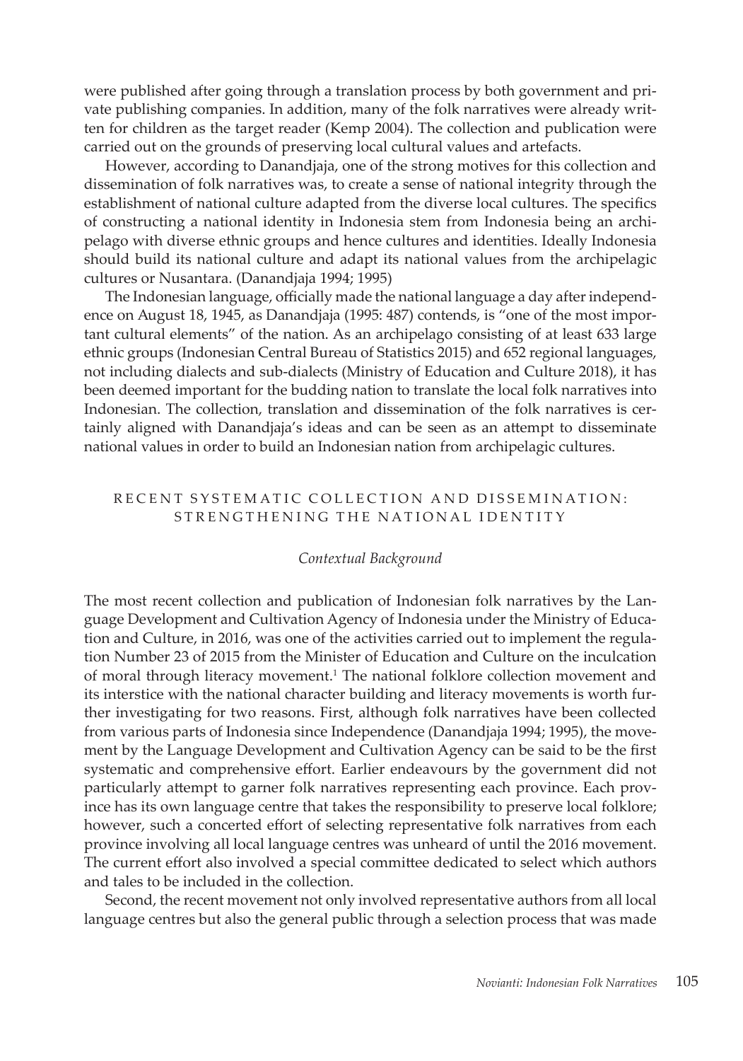were published after going through a translation process by both government and private publishing companies. In addition, many of the folk narratives were already written for children as the target reader (Kemp 2004). The collection and publication were carried out on the grounds of preserving local cultural values and artefacts.

However, according to Danandjaja, one of the strong motives for this collection and dissemination of folk narratives was, to create a sense of national integrity through the establishment of national culture adapted from the diverse local cultures. The specifics of constructing a national identity in Indonesia stem from Indonesia being an archipelago with diverse ethnic groups and hence cultures and identities. Ideally Indonesia should build its national culture and adapt its national values from the archipelagic cultures or Nusantara. (Danandjaja 1994; 1995)

The Indonesian language, officially made the national language a day after independence on August 18, 1945, as Danandjaja (1995: 487) contends, is "one of the most important cultural elements" of the nation. As an archipelago consisting of at least 633 large ethnic groups (Indonesian Central Bureau of Statistics 2015) and 652 regional languages, not including dialects and sub-dialects (Ministry of Education and Culture 2018), it has been deemed important for the budding nation to translate the local folk narratives into Indonesian. The collection, translation and dissemination of the folk narratives is certainly aligned with Danandjaja's ideas and can be seen as an attempt to disseminate national values in order to build an Indonesian nation from archipelagic cultures.

## RECENT SYSTEMATIC COLLECTION AND DISSEMINATION: STRENGTHENING THE NATIONAL IDENTITY

### *Contextual Background*

The most recent collection and publication of Indonesian folk narratives by the Language Development and Cultivation Agency of Indonesia under the Ministry of Education and Culture, in 2016, was one of the activities carried out to implement the regulation Number 23 of 2015 from the Minister of Education and Culture on the inculcation of moral through literacy movement.[1] The national folklore collection movement and its interstice with the national character building and literacy movements is worth further investigating for two reasons. First, although folk narratives have been collected from various parts of Indonesia since Independence (Danandjaja 1994; 1995), the movement by the Language Development and Cultivation Agency can be said to be the first systematic and comprehensive effort. Earlier endeavours by the government did not particularly attempt to garner folk narratives representing each province. Each province has its own language centre that takes the responsibility to preserve local folklore; however, such a concerted effort of selecting representative folk narratives from each province involving all local language centres was unheard of until the 2016 movement. The current effort also involved a special committee dedicated to select which authors and tales to be included in the collection.

Second, the recent movement not only involved representative authors from all local language centres but also the general public through a selection process that was made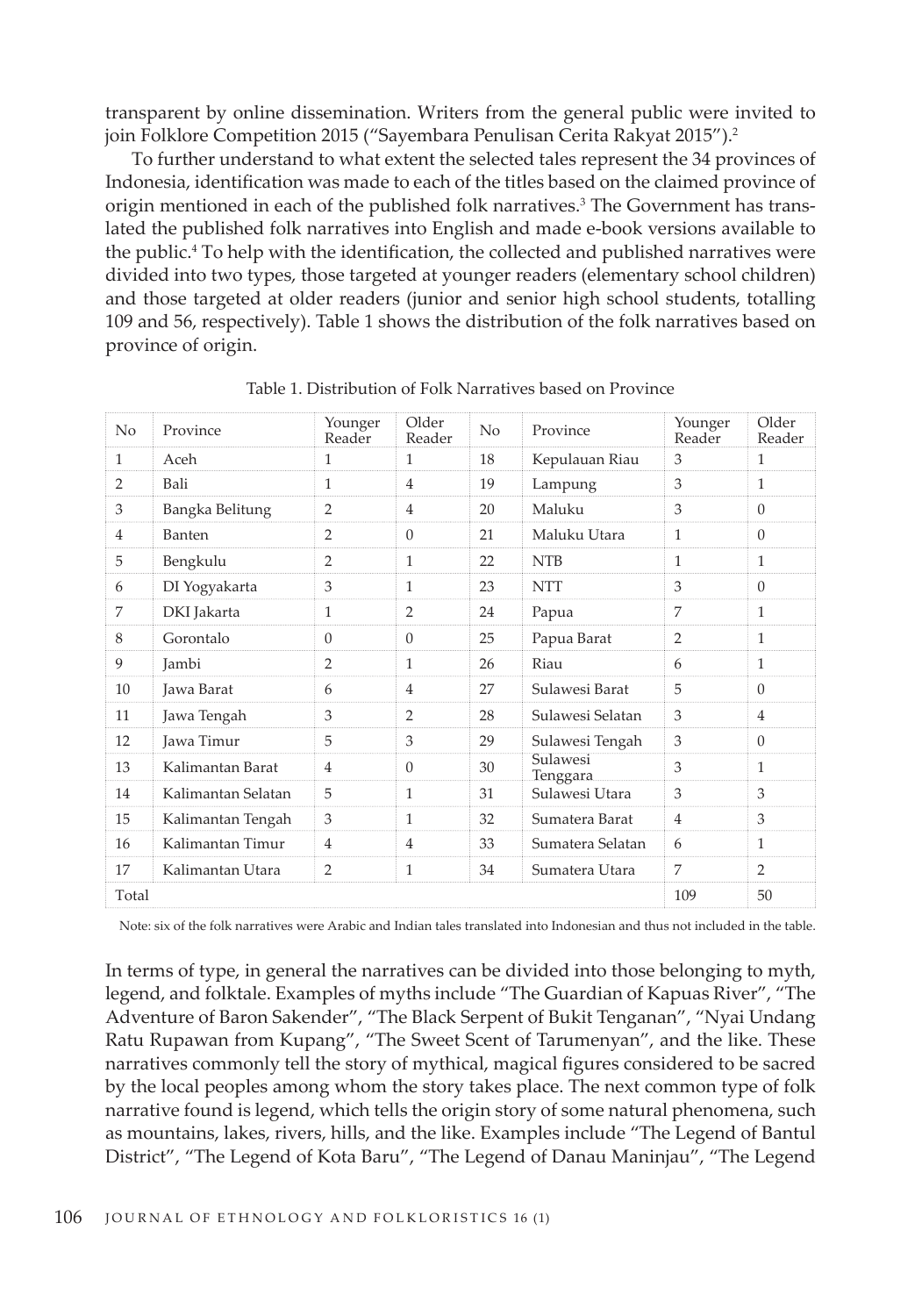transparent by online dissemination. Writers from the general public were invited to join Folklore Competition 2015 ("Sayembara Penulisan Cerita Rakyat 2015").[2]

To further understand to what extent the selected tales represent the 34 provinces of Indonesia, identification was made to each of the titles based on the claimed province of origin mentioned in each of the published folk narratives.[3] The Government has translated the published folk narratives into English and made e-book versions available to the public.[4] To help with the identification, the collected and published narratives were divided into two types, those targeted at younger readers (elementary school children) and those targeted at older readers (junior and senior high school students, totalling 109 and 56, respectively). Table 1 shows the distribution of the folk narratives based on province of origin.

Table 1. Distribution of Folk Narratives based on Province

| No | Province | Younger Reader | Older Reader | No | Province | Younger Reader | Older Reader |
|---|---|---|---|---|---|---|---|
| 1 | Aceh | 1 | 1 | 18 | Kepulauan Riau | 3 | 1 |
| 2 | Bali | 1 | 4 | 19 | Lampung | 3 | 1 |
| 3 | Bangka Belitung | 2 | 4 | 20 | Maluku | 3 | 0 |
| 4 | Banten | 2 | 0 | 21 | Maluku Utara | 1 | 0 |
| 5 | Bengkulu | 2 | 1 | 22 | NTB | 1 | 1 |
| 6 | DI Yogyakarta | 3 | 1 | 23 | NTT | 3 | 0 |
| 7 | DKI Jakarta | 1 | 2 | 24 | Papua | 7 | 1 |
| 8 | Gorontalo | 0 | 0 | 25 | Papua Barat | 2 | 1 |
| 9 | Jambi | 2 | 1 | 26 | Riau | 6 | 1 |
| 10 | Jawa Barat | 6 | 4 | 27 | Sulawesi Barat | 5 | 0 |
| 11 | Jawa Tengah | 3 | 2 | 28 | Sulawesi Selatan | 3 | 4 |
| 12 | Jawa Timur | 5 | 3 | 29 | Sulawesi Tengah | 3 | 0 |
| 13 | Kalimantan Barat | 4 | 0 | 30 | Sulawesi Tenggara | 3 | 1 |
| 14 | Kalimantan Selatan | 5 | 1 | 31 | Sulawesi Utara | 3 | 3 |
| 15 | Kalimantan Tengah | 3 | 1 | 32 | Sumatera Barat | 4 | 3 |
| 16 | Kalimantan Timur | 4 | 4 | 33 | Sumatera Selatan | 6 | 1 |
| 17 | Kalimantan Utara | 2 | 1 | 34 | Sumatera Utara | 7 | 2 |
| Total | | | | | | 109 | 50 |

Note: six of the folk narratives were Arabic and Indian tales translated into Indonesian and thus not included in the table.

In terms of type, in general the narratives can be divided into those belonging to myth, legend, and folktale. Examples of myths include "The Guardian of Kapuas River", "The Adventure of Baron Sakender", "The Black Serpent of Bukit Tenganan", "Nyai Undang Ratu Rupawan from Kupang", "The Sweet Scent of Tarumenyan", and the like. These narratives commonly tell the story of mythical, magical figures considered to be sacred by the local peoples among whom the story takes place. The next common type of folk narrative found is legend, which tells the origin story of some natural phenomena, such as mountains, lakes, rivers, hills, and the like. Examples include "The Legend of Bantul District", "The Legend of Kota Baru", "The Legend of Danau Maninjau", "The Legend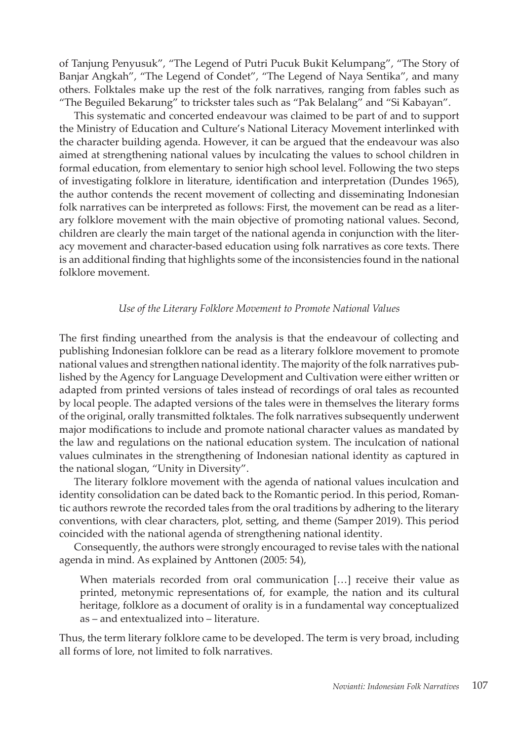of Tanjung Penyusuk", "The Legend of Putri Pucuk Bukit Kelumpang", "The Story of Banjar Angkah", "The Legend of Condet", "The Legend of Naya Sentika", and many others. Folktales make up the rest of the folk narratives, ranging from fables such as "The Beguiled Bekarung" to trickster tales such as "Pak Belalang" and "Si Kabayan".

This systematic and concerted endeavour was claimed to be part of and to support the Ministry of Education and Culture's National Literacy Movement interlinked with the character building agenda. However, it can be argued that the endeavour was also aimed at strengthening national values by inculcating the values to school children in formal education, from elementary to senior high school level. Following the two steps of investigating folklore in literature, identification and interpretation (Dundes 1965), the author contends the recent movement of collecting and disseminating Indonesian folk narratives can be interpreted as follows: First, the movement can be read as a literary folklore movement with the main objective of promoting national values. Second, children are clearly the main target of the national agenda in conjunction with the literacy movement and character-based education using folk narratives as core texts. There is an additional finding that highlights some of the inconsistencies found in the national folklore movement.

### *Use of the Literary Folklore Movement to Promote National Values*

The first finding unearthed from the analysis is that the endeavour of collecting and publishing Indonesian folklore can be read as a literary folklore movement to promote national values and strengthen national identity. The majority of the folk narratives published by the Agency for Language Development and Cultivation were either written or adapted from printed versions of tales instead of recordings of oral tales as recounted by local people. The adapted versions of the tales were in themselves the literary forms of the original, orally transmitted folktales. The folk narratives subsequently underwent major modifications to include and promote national character values as mandated by the law and regulations on the national education system. The inculcation of national values culminates in the strengthening of Indonesian national identity as captured in the national slogan, "Unity in Diversity".

The literary folklore movement with the agenda of national values inculcation and identity consolidation can be dated back to the Romantic period. In this period, Romantic authors rewrote the recorded tales from the oral traditions by adhering to the literary conventions, with clear characters, plot, setting, and theme (Samper 2019). This period coincided with the national agenda of strengthening national identity.

Consequently, the authors were strongly encouraged to revise tales with the national agenda in mind. As explained by Anttonen (2005: 54),

> When materials recorded from oral communication […] receive their value as printed, metonymic representations of, for example, the nation and its cultural heritage, folklore as a document of orality is in a fundamental way conceptualized as – and entextualized into – literature.

Thus, the term literary folklore came to be developed. The term is very broad, including all forms of lore, not limited to folk narratives.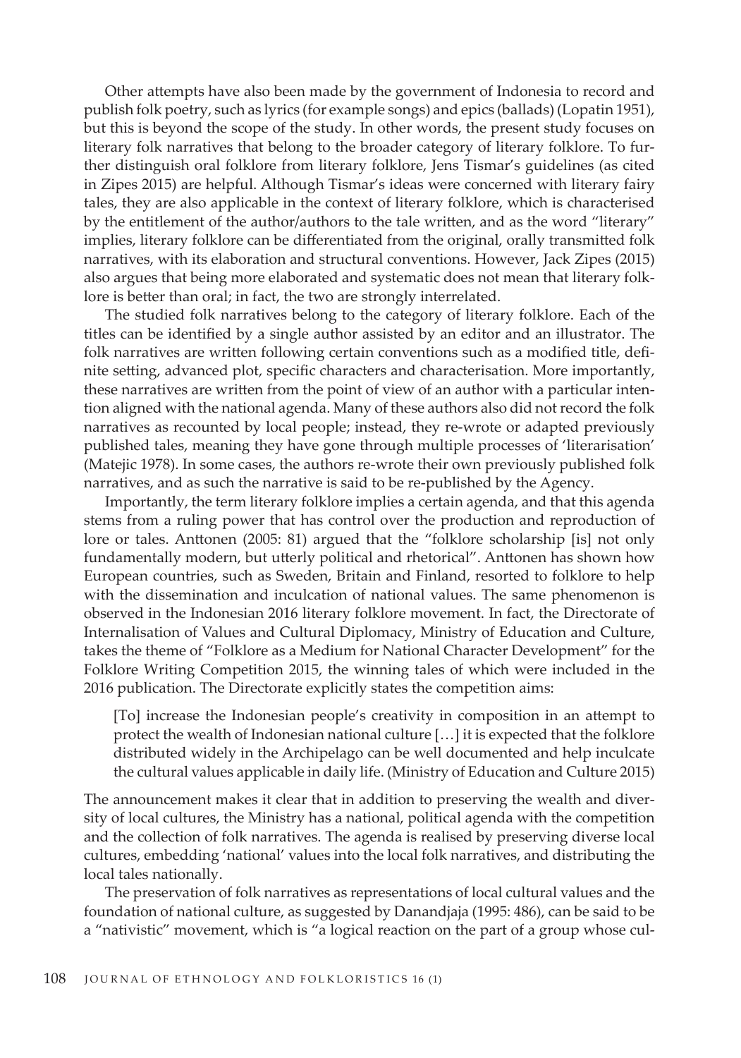Other attempts have also been made by the government of Indonesia to record and publish folk poetry, such as lyrics (for example songs) and epics (ballads) (Lopatin 1951), but this is beyond the scope of the study. In other words, the present study focuses on literary folk narratives that belong to the broader category of literary folklore. To further distinguish oral folklore from literary folklore, Jens Tismar's guidelines (as cited in Zipes 2015) are helpful. Although Tismar's ideas were concerned with literary fairy tales, they are also applicable in the context of literary folklore, which is characterised by the entitlement of the author/authors to the tale written, and as the word "literary" implies, literary folklore can be differentiated from the original, orally transmitted folk narratives, with its elaboration and structural conventions. However, Jack Zipes (2015) also argues that being more elaborated and systematic does not mean that literary folklore is better than oral; in fact, the two are strongly interrelated.

The studied folk narratives belong to the category of literary folklore. Each of the titles can be identified by a single author assisted by an editor and an illustrator. The folk narratives are written following certain conventions such as a modified title, definite setting, advanced plot, specific characters and characterisation. More importantly, these narratives are written from the point of view of an author with a particular intention aligned with the national agenda. Many of these authors also did not record the folk narratives as recounted by local people; instead, they re-wrote or adapted previously published tales, meaning they have gone through multiple processes of 'literarisation' (Matejic 1978). In some cases, the authors re-wrote their own previously published folk narratives, and as such the narrative is said to be re-published by the Agency.

Importantly, the term literary folklore implies a certain agenda, and that this agenda stems from a ruling power that has control over the production and reproduction of lore or tales. Anttonen (2005: 81) argued that the "folklore scholarship [is] not only fundamentally modern, but utterly political and rhetorical". Anttonen has shown how European countries, such as Sweden, Britain and Finland, resorted to folklore to help with the dissemination and inculcation of national values. The same phenomenon is observed in the Indonesian 2016 literary folklore movement. In fact, the Directorate of Internalisation of Values and Cultural Diplomacy, Ministry of Education and Culture, takes the theme of "Folklore as a Medium for National Character Development" for the Folklore Writing Competition 2015, the winning tales of which were included in the 2016 publication. The Directorate explicitly states the competition aims:

> [To] increase the Indonesian people's creativity in composition in an attempt to protect the wealth of Indonesian national culture […] it is expected that the folklore distributed widely in the Archipelago can be well documented and help inculcate the cultural values applicable in daily life. (Ministry of Education and Culture 2015)

The announcement makes it clear that in addition to preserving the wealth and diversity of local cultures, the Ministry has a national, political agenda with the competition and the collection of folk narratives. The agenda is realised by preserving diverse local cultures, embedding 'national' values into the local folk narratives, and distributing the local tales nationally.

The preservation of folk narratives as representations of local cultural values and the foundation of national culture, as suggested by Danandjaja (1995: 486), can be said to be a "nativistic" movement, which is "a logical reaction on the part of a group whose cul-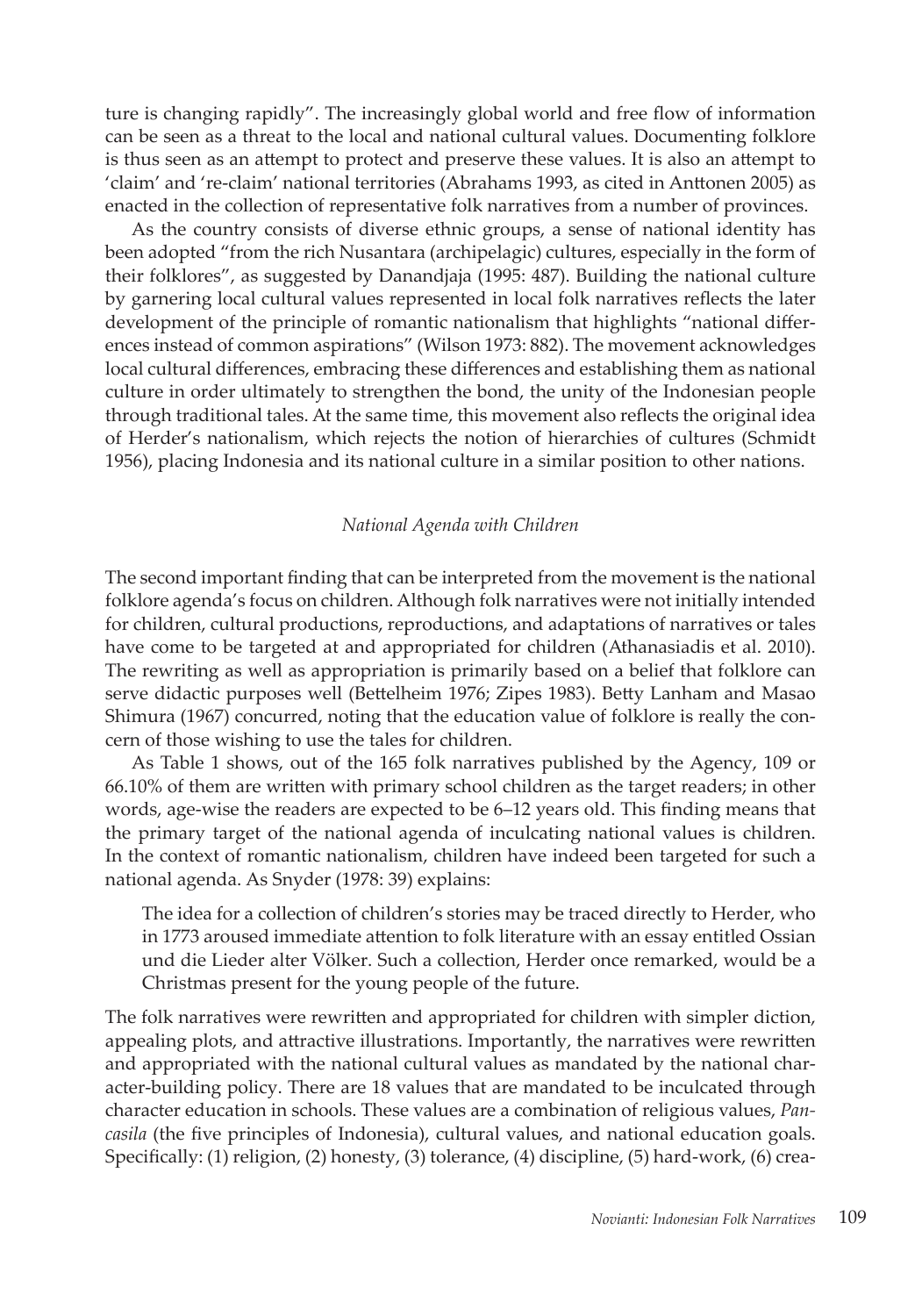ture is changing rapidly". The increasingly global world and free flow of information can be seen as a threat to the local and national cultural values. Documenting folklore is thus seen as an attempt to protect and preserve these values. It is also an attempt to 'claim' and 're-claim' national territories (Abrahams 1993, as cited in Anttonen 2005) as enacted in the collection of representative folk narratives from a number of provinces.

As the country consists of diverse ethnic groups, a sense of national identity has been adopted "from the rich Nusantara (archipelagic) cultures, especially in the form of their folklores", as suggested by Danandjaja (1995: 487). Building the national culture by garnering local cultural values represented in local folk narratives reflects the later development of the principle of romantic nationalism that highlights "national differences instead of common aspirations" (Wilson 1973: 882). The movement acknowledges local cultural differences, embracing these differences and establishing them as national culture in order ultimately to strengthen the bond, the unity of the Indonesian people through traditional tales. At the same time, this movement also reflects the original idea of Herder's nationalism, which rejects the notion of hierarchies of cultures (Schmidt 1956), placing Indonesia and its national culture in a similar position to other nations.

### *National Agenda with Children*

The second important finding that can be interpreted from the movement is the national folklore agenda's focus on children. Although folk narratives were not initially intended for children, cultural productions, reproductions, and adaptations of narratives or tales have come to be targeted at and appropriated for children (Athanasiadis et al. 2010). The rewriting as well as appropriation is primarily based on a belief that folklore can serve didactic purposes well (Bettelheim 1976; Zipes 1983). Betty Lanham and Masao Shimura (1967) concurred, noting that the education value of folklore is really the concern of those wishing to use the tales for children.

As Table 1 shows, out of the 165 folk narratives published by the Agency, 109 or 66.10% of them are written with primary school children as the target readers; in other words, age-wise the readers are expected to be 6–12 years old. This finding means that the primary target of the national agenda of inculcating national values is children. In the context of romantic nationalism, children have indeed been targeted for such a national agenda. As Snyder (1978: 39) explains:

> The idea for a collection of children's stories may be traced directly to Herder, who in 1773 aroused immediate attention to folk literature with an essay entitled Ossian und die Lieder alter Völker. Such a collection, Herder once remarked, would be a Christmas present for the young people of the future.

The folk narratives were rewritten and appropriated for children with simpler diction, appealing plots, and attractive illustrations. Importantly, the narratives were rewritten and appropriated with the national cultural values as mandated by the national character-building policy. There are 18 values that are mandated to be inculcated through character education in schools. These values are a combination of religious values, *Pancasila* (the five principles of Indonesia), cultural values, and national education goals. Specifically: (1) religion, (2) honesty, (3) tolerance, (4) discipline, (5) hard-work, (6) crea-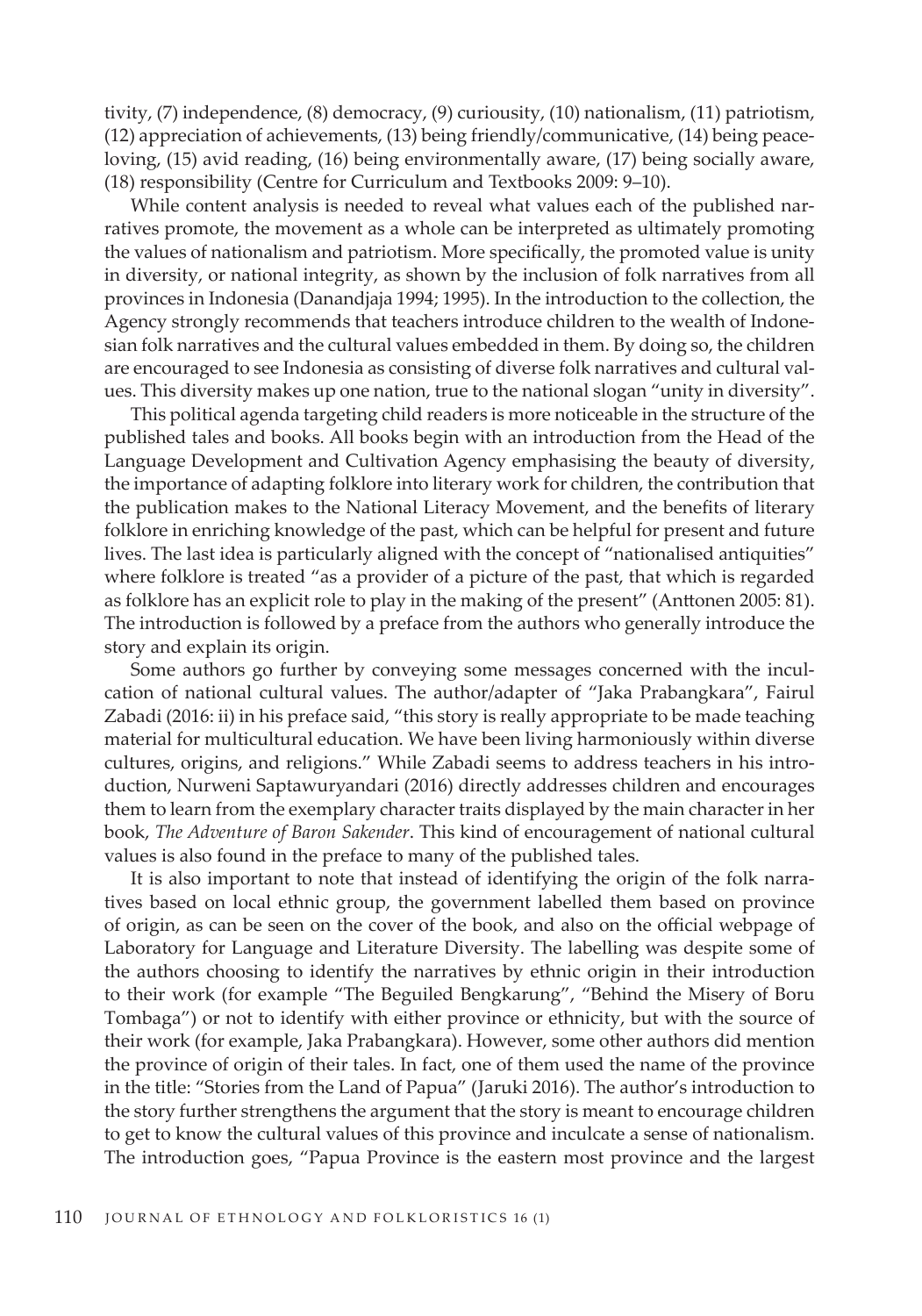tivity, (7) independence, (8) democracy, (9) curiousity, (10) nationalism, (11) patriotism, (12) appreciation of achievements, (13) being friendly/communicative, (14) being peace-loving, (15) avid reading, (16) being environmentally aware, (17) being socially aware, (18) responsibility (Centre for Curriculum and Textbooks 2009: 9–10).

While content analysis is needed to reveal what values each of the published narratives promote, the movement as a whole can be interpreted as ultimately promoting the values of nationalism and patriotism. More specifically, the promoted value is unity in diversity, or national integrity, as shown by the inclusion of folk narratives from all provinces in Indonesia (Danandjaja 1994; 1995). In the introduction to the collection, the Agency strongly recommends that teachers introduce children to the wealth of Indonesian folk narratives and the cultural values embedded in them. By doing so, the children are encouraged to see Indonesia as consisting of diverse folk narratives and cultural values. This diversity makes up one nation, true to the national slogan "unity in diversity".

This political agenda targeting child readers is more noticeable in the structure of the published tales and books. All books begin with an introduction from the Head of the Language Development and Cultivation Agency emphasising the beauty of diversity, the importance of adapting folklore into literary work for children, the contribution that the publication makes to the National Literacy Movement, and the benefits of literary folklore in enriching knowledge of the past, which can be helpful for present and future lives. The last idea is particularly aligned with the concept of "nationalised antiquities" where folklore is treated "as a provider of a picture of the past, that which is regarded as folklore has an explicit role to play in the making of the present" (Anttonen 2005: 81). The introduction is followed by a preface from the authors who generally introduce the story and explain its origin.

Some authors go further by conveying some messages concerned with the inculcation of national cultural values. The author/adapter of "Jaka Prabangkara", Fairul Zabadi (2016: ii) in his preface said, "this story is really appropriate to be made teaching material for multicultural education. We have been living harmoniously within diverse cultures, origins, and religions." While Zabadi seems to address teachers in his introduction, Nurweni Saptawuryandari (2016) directly addresses children and encourages them to learn from the exemplary character traits displayed by the main character in her book, *The Adventure of Baron Sakender*. This kind of encouragement of national cultural values is also found in the preface to many of the published tales.

It is also important to note that instead of identifying the origin of the folk narratives based on local ethnic group, the government labelled them based on province of origin, as can be seen on the cover of the book, and also on the official webpage of Laboratory for Language and Literature Diversity. The labelling was despite some of the authors choosing to identify the narratives by ethnic origin in their introduction to their work (for example "The Beguiled Bengkarung", "Behind the Misery of Boru Tombaga") or not to identify with either province or ethnicity, but with the source of their work (for example, Jaka Prabangkara). However, some other authors did mention the province of origin of their tales. In fact, one of them used the name of the province in the title: "Stories from the Land of Papua" (Jaruki 2016). The author's introduction to the story further strengthens the argument that the story is meant to encourage children to get to know the cultural values of this province and inculcate a sense of nationalism. The introduction goes, "Papua Province is the eastern most province and the largest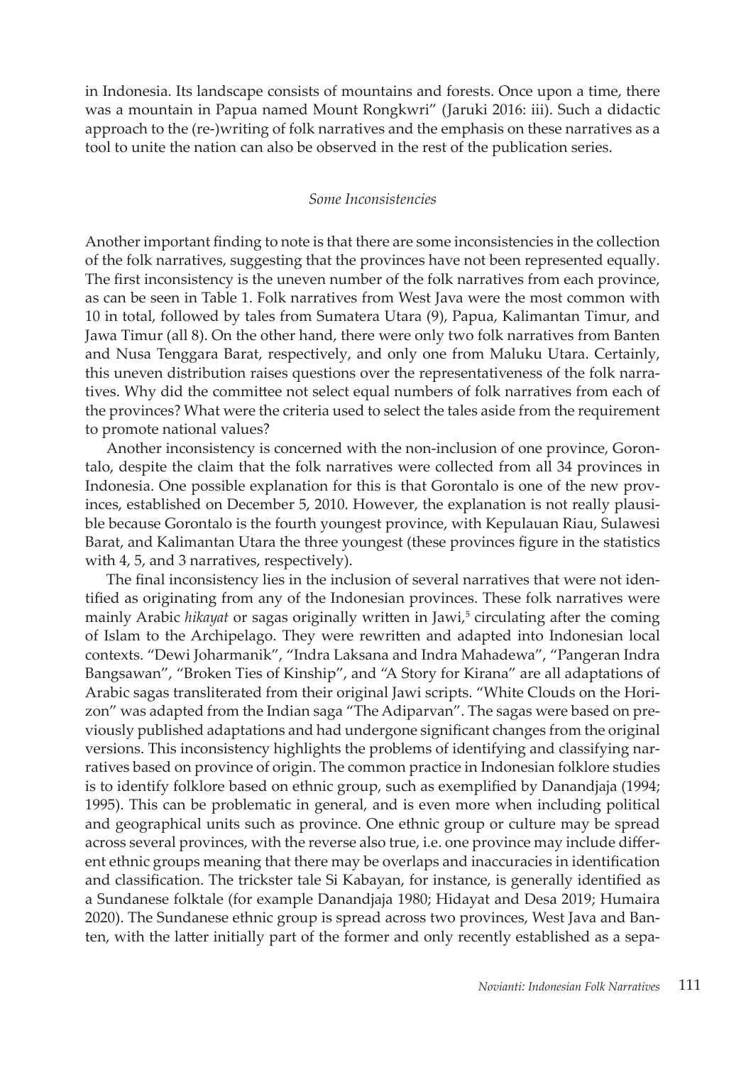in Indonesia. Its landscape consists of mountains and forests. Once upon a time, there was a mountain in Papua named Mount Rongkwri" (Jaruki 2016: iii). Such a didactic approach to the (re-)writing of folk narratives and the emphasis on these narratives as a tool to unite the nation can also be observed in the rest of the publication series.

### *Some Inconsistencies*

Another important finding to note is that there are some inconsistencies in the collection of the folk narratives, suggesting that the provinces have not been represented equally. The first inconsistency is the uneven number of the folk narratives from each province, as can be seen in Table 1. Folk narratives from West Java were the most common with 10 in total, followed by tales from Sumatera Utara (9), Papua, Kalimantan Timur, and Jawa Timur (all 8). On the other hand, there were only two folk narratives from Banten and Nusa Tenggara Barat, respectively, and only one from Maluku Utara. Certainly, this uneven distribution raises questions over the representativeness of the folk narratives. Why did the committee not select equal numbers of folk narratives from each of the provinces? What were the criteria used to select the tales aside from the requirement to promote national values?

Another inconsistency is concerned with the non-inclusion of one province, Gorontalo, despite the claim that the folk narratives were collected from all 34 provinces in Indonesia. One possible explanation for this is that Gorontalo is one of the new provinces, established on December 5, 2010. However, the explanation is not really plausible because Gorontalo is the fourth youngest province, with Kepulauan Riau, Sulawesi Barat, and Kalimantan Utara the three youngest (these provinces figure in the statistics with 4, 5, and 3 narratives, respectively).

The final inconsistency lies in the inclusion of several narratives that were not identified as originating from any of the Indonesian provinces. These folk narratives were mainly Arabic *hikayat* or sagas originally written in Jawi,[5] circulating after the coming of Islam to the Archipelago. They were rewritten and adapted into Indonesian local contexts. "Dewi Joharmanik", "Indra Laksana and Indra Mahadewa", "Pangeran Indra Bangsawan", "Broken Ties of Kinship", and "A Story for Kirana" are all adaptations of Arabic sagas transliterated from their original Jawi scripts. "White Clouds on the Horizon" was adapted from the Indian saga "The Adiparvan". The sagas were based on previously published adaptations and had undergone significant changes from the original versions. This inconsistency highlights the problems of identifying and classifying narratives based on province of origin. The common practice in Indonesian folklore studies is to identify folklore based on ethnic group, such as exemplified by Danandjaja (1994; 1995). This can be problematic in general, and is even more when including political and geographical units such as province. One ethnic group or culture may be spread across several provinces, with the reverse also true, i.e. one province may include different ethnic groups meaning that there may be overlaps and inaccuracies in identification and classification. The trickster tale Si Kabayan, for instance, is generally identified as a Sundanese folktale (for example Danandjaja 1980; Hidayat and Desa 2019; Humaira 2020). The Sundanese ethnic group is spread across two provinces, West Java and Banten, with the latter initially part of the former and only recently established as a sepa-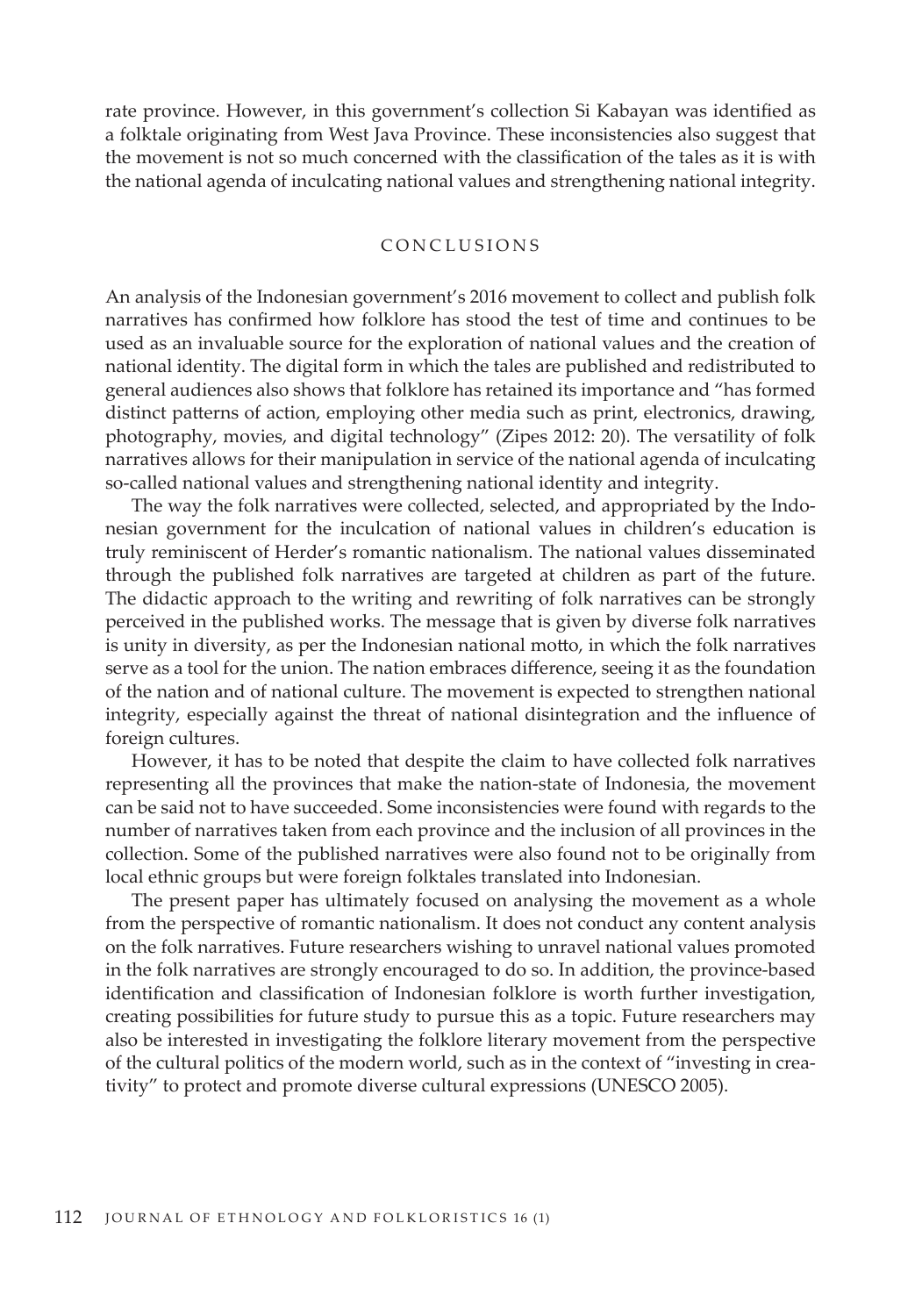rate province. However, in this government's collection Si Kabayan was identified as a folktale originating from West Java Province. These inconsistencies also suggest that the movement is not so much concerned with the classification of the tales as it is with the national agenda of inculcating national values and strengthening national integrity.

## CONCLUSIONS

An analysis of the Indonesian government's 2016 movement to collect and publish folk narratives has confirmed how folklore has stood the test of time and continues to be used as an invaluable source for the exploration of national values and the creation of national identity. The digital form in which the tales are published and redistributed to general audiences also shows that folklore has retained its importance and "has formed distinct patterns of action, employing other media such as print, electronics, drawing, photography, movies, and digital technology" (Zipes 2012: 20). The versatility of folk narratives allows for their manipulation in service of the national agenda of inculcating so-called national values and strengthening national identity and integrity.

The way the folk narratives were collected, selected, and appropriated by the Indonesian government for the inculcation of national values in children's education is truly reminiscent of Herder's romantic nationalism. The national values disseminated through the published folk narratives are targeted at children as part of the future. The didactic approach to the writing and rewriting of folk narratives can be strongly perceived in the published works. The message that is given by diverse folk narratives is unity in diversity, as per the Indonesian national motto, in which the folk narratives serve as a tool for the union. The nation embraces difference, seeing it as the foundation of the nation and of national culture. The movement is expected to strengthen national integrity, especially against the threat of national disintegration and the influence of foreign cultures.

However, it has to be noted that despite the claim to have collected folk narratives representing all the provinces that make the nation-state of Indonesia, the movement can be said not to have succeeded. Some inconsistencies were found with regards to the number of narratives taken from each province and the inclusion of all provinces in the collection. Some of the published narratives were also found not to be originally from local ethnic groups but were foreign folktales translated into Indonesian.

The present paper has ultimately focused on analysing the movement as a whole from the perspective of romantic nationalism. It does not conduct any content analysis on the folk narratives. Future researchers wishing to unravel national values promoted in the folk narratives are strongly encouraged to do so. In addition, the province-based identification and classification of Indonesian folklore is worth further investigation, creating possibilities for future study to pursue this as a topic. Future researchers may also be interested in investigating the folklore literary movement from the perspective of the cultural politics of the modern world, such as in the context of "investing in creativity" to protect and promote diverse cultural expressions (UNESCO 2005).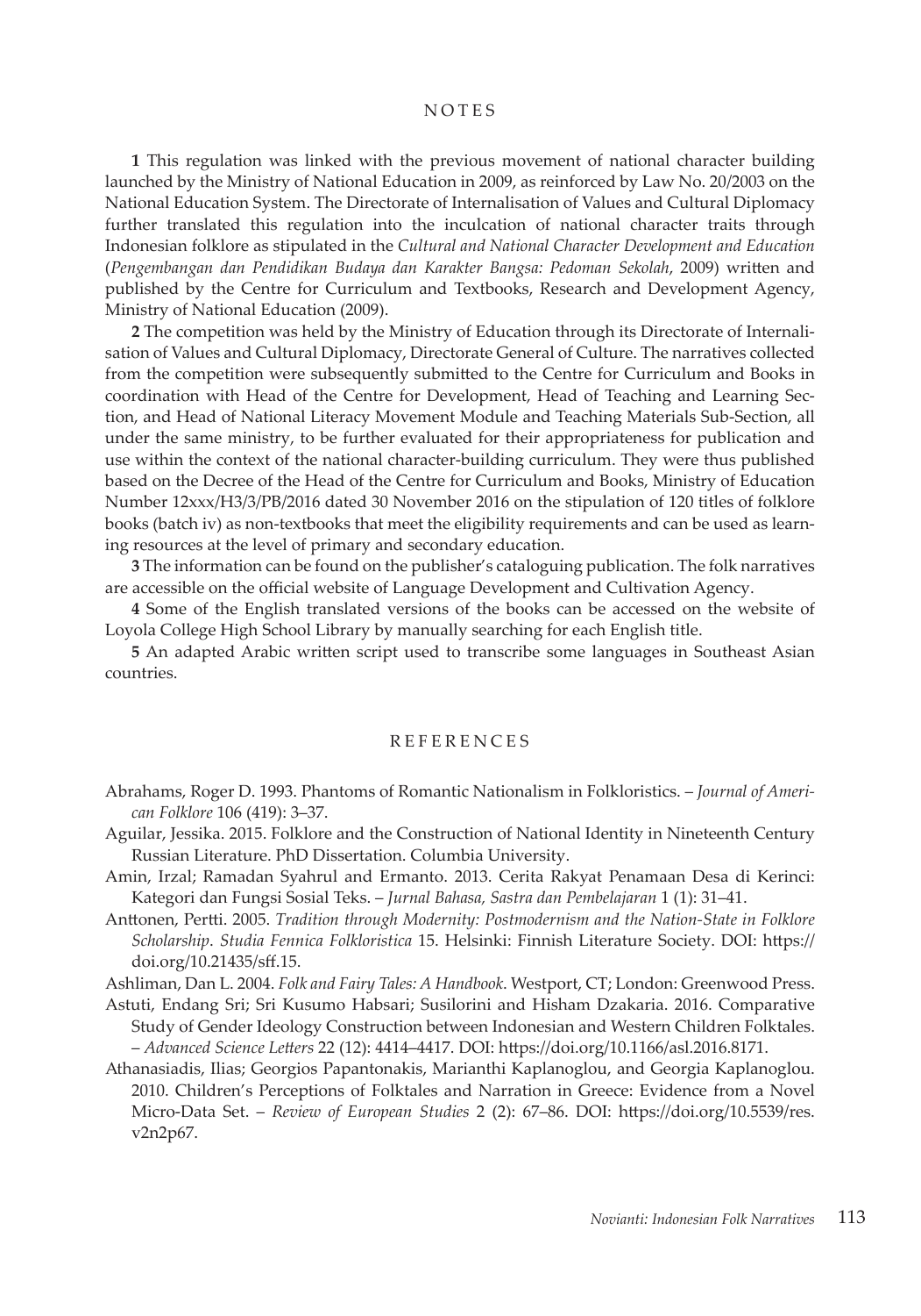## NOTES

**1** This regulation was linked with the previous movement of national character building launched by the Ministry of National Education in 2009, as reinforced by Law No. 20/2003 on the National Education System. The Directorate of Internalisation of Values and Cultural Diplomacy further translated this regulation into the inculcation of national character traits through Indonesian folklore as stipulated in the *Cultural and National Character Development and Education* (*Pengembangan dan Pendidikan Budaya dan Karakter Bangsa: Pedoman Sekolah*, 2009) written and published by the Centre for Curriculum and Textbooks, Research and Development Agency, Ministry of National Education (2009).

**2** The competition was held by the Ministry of Education through its Directorate of Internalisation of Values and Cultural Diplomacy, Directorate General of Culture. The narratives collected from the competition were subsequently submitted to the Centre for Curriculum and Books in coordination with Head of the Centre for Development, Head of Teaching and Learning Section, and Head of National Literacy Movement Module and Teaching Materials Sub-Section, all under the same ministry, to be further evaluated for their appropriateness for publication and use within the context of the national character-building curriculum. They were thus published based on the Decree of the Head of the Centre for Curriculum and Books, Ministry of Education Number 12xxx/H3/3/PB/2016 dated 30 November 2016 on the stipulation of 120 titles of folklore books (batch iv) as non-textbooks that meet the eligibility requirements and can be used as learning resources at the level of primary and secondary education.

**3** The information can be found on the publisher's cataloguing publication. The folk narratives are accessible on the official website of Language Development and Cultivation Agency.

**4** Some of the English translated versions of the books can be accessed on the website of Loyola College High School Library by manually searching for each English title.

**5** An adapted Arabic written script used to transcribe some languages in Southeast Asian countries.

## REFERENCES

Abrahams, Roger D. 1993. Phantoms of Romantic Nationalism in Folkloristics. – *Journal of American Folklore* 106 (419): 3–37.

Aguilar, Jessika. 2015. Folklore and the Construction of National Identity in Nineteenth Century Russian Literature. PhD Dissertation. Columbia University.

Amin, Irzal; Ramadan Syahrul and Ermanto. 2013. Cerita Rakyat Penamaan Desa di Kerinci: Kategori dan Fungsi Sosial Teks. – *Jurnal Bahasa, Sastra dan Pembelajaran* 1 (1): 31–41.

Anttonen, Pertti. 2005. *Tradition through Modernity: Postmodernism and the Nation-State in Folklore Scholarship*. *Studia Fennica Folkloristica* 15. Helsinki: Finnish Literature Society. DOI: https://doi.org/10.21435/sff.15.

Ashliman, Dan L. 2004. *Folk and Fairy Tales: A Handbook*. Westport, CT; London: Greenwood Press.

Astuti, Endang Sri; Sri Kusumo Habsari; Susilorini and Hisham Dzakaria. 2016. Comparative Study of Gender Ideology Construction between Indonesian and Western Children Folktales. – *Advanced Science Letters* 22 (12): 4414–4417. DOI: https://doi.org/10.1166/asl.2016.8171.

Athanasiadis, Ilias; Georgios Papantonakis, Marianthi Kaplanoglou, and Georgia Kaplanoglou. 2010. Children's Perceptions of Folktales and Narration in Greece: Evidence from a Novel Micro-Data Set. – *Review of European Studies* 2 (2): 67–86. DOI: https://doi.org/10.5539/res.v2n2p67.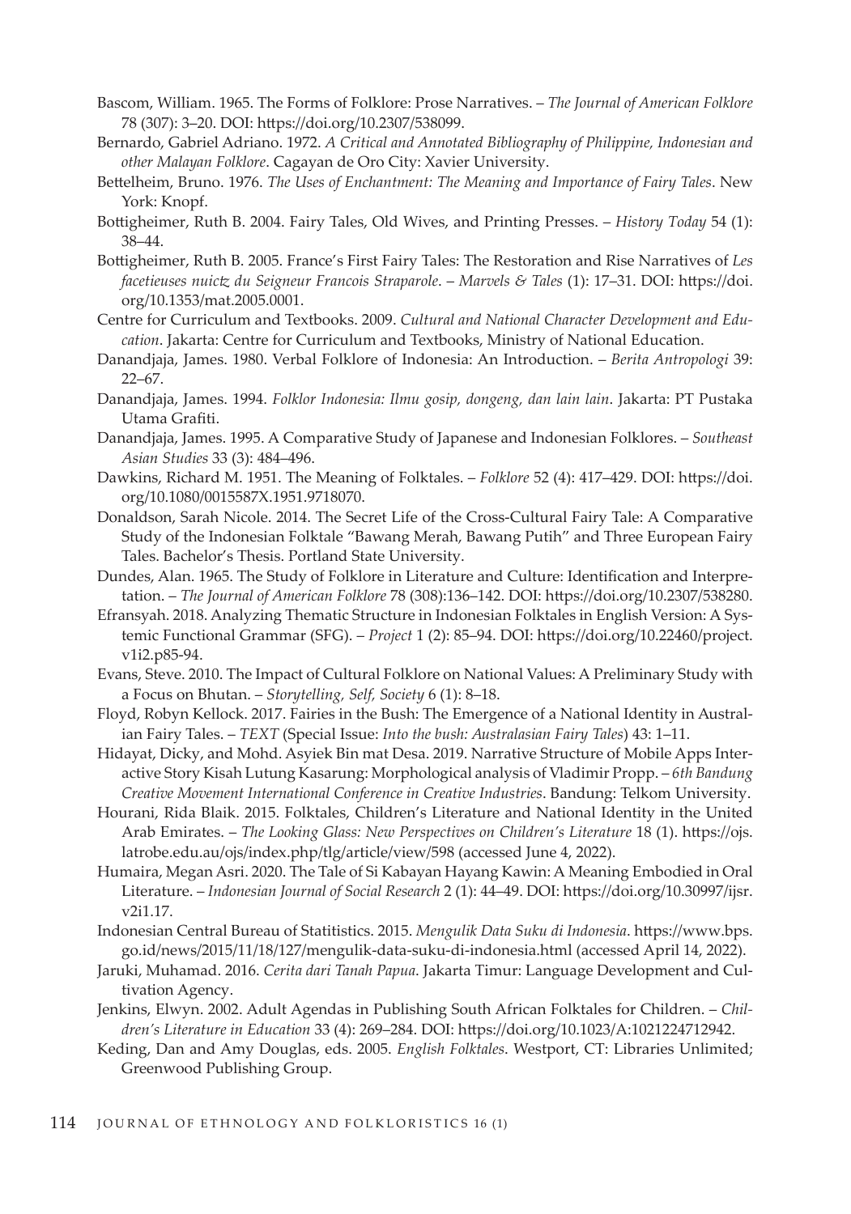Bascom, William. 1965. The Forms of Folklore: Prose Narratives. – *The Journal of American Folklore* 78 (307): 3–20. DOI: https://doi.org/10.2307/538099.

Bernardo, Gabriel Adriano. 1972. *A Critical and Annotated Bibliography of Philippine, Indonesian and other Malayan Folklore*. Cagayan de Oro City: Xavier University.

Bettelheim, Bruno. 1976. *The Uses of Enchantment: The Meaning and Importance of Fairy Tales*. New York: Knopf.

Bottigheimer, Ruth B. 2004. Fairy Tales, Old Wives, and Printing Presses. – *History Today* 54 (1): 38–44.

Bottigheimer, Ruth B. 2005. France's First Fairy Tales: The Restoration and Rise Narratives of *Les facetieuses nuictz du Seigneur Francois Straparole*. – *Marvels & Tales* (1): 17–31. DOI: https://doi.org/10.1353/mat.2005.0001.

Centre for Curriculum and Textbooks. 2009. *Cultural and National Character Development and Education*. Jakarta: Centre for Curriculum and Textbooks, Ministry of National Education.

Danandjaja, James. 1980. Verbal Folklore of Indonesia: An Introduction. – *Berita Antropologi* 39: 22–67.

Danandjaja, James. 1994. *Folklor Indonesia: Ilmu gosip, dongeng, dan lain lain*. Jakarta: PT Pustaka Utama Grafiti.

Danandjaja, James. 1995. A Comparative Study of Japanese and Indonesian Folklores. – *Southeast Asian Studies* 33 (3): 484–496.

Dawkins, Richard M. 1951. The Meaning of Folktales. – *Folklore* 52 (4): 417–429. DOI: https://doi.org/10.1080/0015587X.1951.9718070.

Donaldson, Sarah Nicole. 2014. The Secret Life of the Cross-Cultural Fairy Tale: A Comparative Study of the Indonesian Folktale "Bawang Merah, Bawang Putih" and Three European Fairy Tales. Bachelor's Thesis. Portland State University.

Dundes, Alan. 1965. The Study of Folklore in Literature and Culture: Identification and Interpretation. – *The Journal of American Folklore* 78 (308):136–142. DOI: https://doi.org/10.2307/538280.

Efransyah. 2018. Analyzing Thematic Structure in Indonesian Folktales in English Version: A Systemic Functional Grammar (SFG). – *Project* 1 (2): 85–94. DOI: https://doi.org/10.22460/project.v1i2.p85-94.

Evans, Steve. 2010. The Impact of Cultural Folklore on National Values: A Preliminary Study with a Focus on Bhutan. – *Storytelling, Self, Society* 6 (1): 8–18.

Floyd, Robyn Kellock. 2017. Fairies in the Bush: The Emergence of a National Identity in Australian Fairy Tales. – *TEXT* (Special Issue: *Into the bush: Australasian Fairy Tales*) 43: 1–11.

Hidayat, Dicky, and Mohd. Asyiek Bin mat Desa. 2019. Narrative Structure of Mobile Apps Interactive Story Kisah Lutung Kasarung: Morphological analysis of Vladimir Propp. – *6th Bandung Creative Movement International Conference in Creative Industries*. Bandung: Telkom University.

Hourani, Rida Blaik. 2015. Folktales, Children's Literature and National Identity in the United Arab Emirates. – *The Looking Glass: New Perspectives on Children's Literature* 18 (1). https://ojs.latrobe.edu.au/ojs/index.php/tlg/article/view/598 (accessed June 4, 2022).

Humaira, Megan Asri. 2020. The Tale of Si Kabayan Hayang Kawin: A Meaning Embodied in Oral Literature. – *Indonesian Journal of Social Research* 2 (1): 44–49. DOI: https://doi.org/10.30997/ijsr.v2i1.17.

Indonesian Central Bureau of Statitistics. 2015. *Mengulik Data Suku di Indonesia*. https://www.bps.go.id/news/2015/11/18/127/mengulik-data-suku-di-indonesia.html (accessed April 14, 2022).

Jaruki, Muhamad. 2016. *Cerita dari Tanah Papua*. Jakarta Timur: Language Development and Cultivation Agency.

Jenkins, Elwyn. 2002. Adult Agendas in Publishing South African Folktales for Children. – *Children's Literature in Education* 33 (4): 269–284. DOI: https://doi.org/10.1023/A:1021224712942.

Keding, Dan and Amy Douglas, eds. 2005. *English Folktales*. Westport, CT: Libraries Unlimited; Greenwood Publishing Group.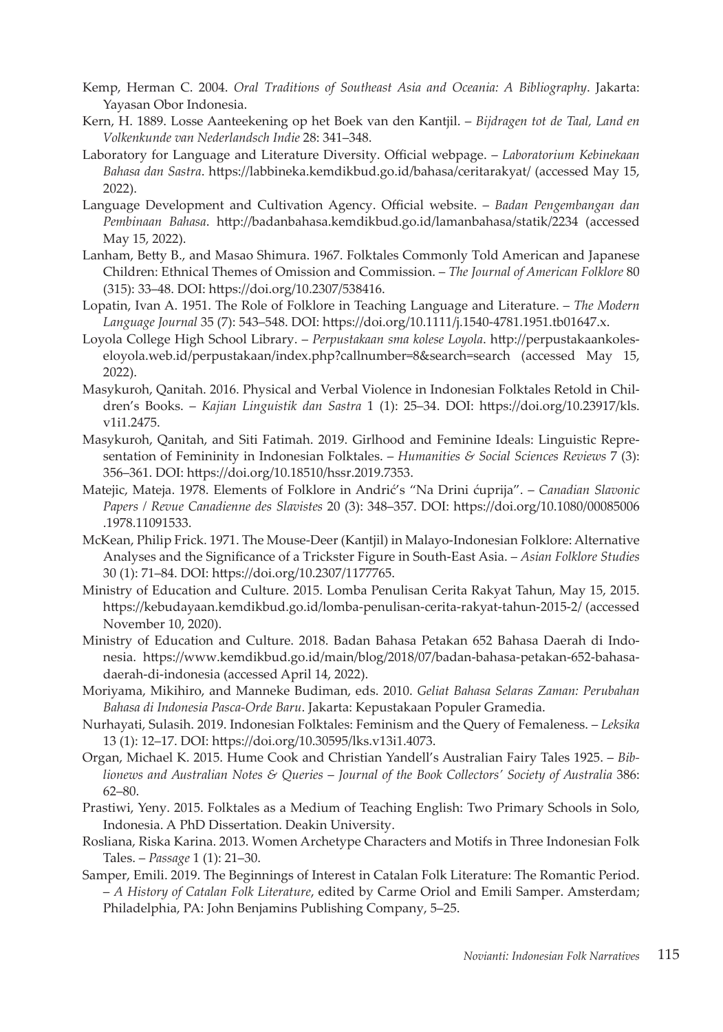Kemp, Herman C. 2004. *Oral Traditions of Southeast Asia and Oceania: A Bibliography*. Jakarta: Yayasan Obor Indonesia.

Kern, H. 1889. Losse Aanteekening op het Boek van den Kantjil. – *Bijdragen tot de Taal, Land en Volkenkunde van Nederlandsch Indie* 28: 341–348.

Laboratory for Language and Literature Diversity. Official webpage. – *Laboratorium Kebinekaan Bahasa dan Sastra*. https://labbineka.kemdikbud.go.id/bahasa/ceritarakyat/ (accessed May 15, 2022).

Language Development and Cultivation Agency. Official website. – *Badan Pengembangan dan Pembinaan Bahasa*. http://badanbahasa.kemdikbud.go.id/lamanbahasa/statik/2234 (accessed May 15, 2022).

Lanham, Betty B., and Masao Shimura. 1967. Folktales Commonly Told American and Japanese Children: Ethnical Themes of Omission and Commission. – *The Journal of American Folklore* 80 (315): 33–48. DOI: https://doi.org/10.2307/538416.

Lopatin, Ivan A. 1951. The Role of Folklore in Teaching Language and Literature. – *The Modern Language Journal* 35 (7): 543–548. DOI: https://doi.org/10.1111/j.1540-4781.1951.tb01647.x.

Loyola College High School Library. – *Perpustakaan sma kolese Loyola*. http://perpustakaankoleseloyola.web.id/perpustakaan/index.php?callnumber=8&search=search (accessed May 15, 2022).

Masykuroh, Qanitah. 2016. Physical and Verbal Violence in Indonesian Folktales Retold in Children's Books. – *Kajian Linguistik dan Sastra* 1 (1): 25–34. DOI: https://doi.org/10.23917/kls.v1i1.2475.

Masykuroh, Qanitah, and Siti Fatimah. 2019. Girlhood and Feminine Ideals: Linguistic Representation of Femininity in Indonesian Folktales. – *Humanities & Social Sciences Reviews* 7 (3): 356–361. DOI: https://doi.org/10.18510/hssr.2019.7353.

Matejic, Mateja. 1978. Elements of Folklore in Andrić's "Na Drini ćuprija". – *Canadian Slavonic Papers / Revue Canadienne des Slavistes* 20 (3): 348–357. DOI: https://doi.org/10.1080/00085006.1978.11091533.

McKean, Philip Frick. 1971. The Mouse-Deer (Kantjil) in Malayo-Indonesian Folklore: Alternative Analyses and the Significance of a Trickster Figure in South-East Asia. – *Asian Folklore Studies* 30 (1): 71–84. DOI: https://doi.org/10.2307/1177765.

Ministry of Education and Culture. 2015. Lomba Penulisan Cerita Rakyat Tahun, May 15, 2015. https://kebudayaan.kemdikbud.go.id/lomba-penulisan-cerita-rakyat-tahun-2015-2/ (accessed November 10, 2020).

Ministry of Education and Culture. 2018. Badan Bahasa Petakan 652 Bahasa Daerah di Indonesia. https://www.kemdikbud.go.id/main/blog/2018/07/badan-bahasa-petakan-652-bahasa-daerah-di-indonesia (accessed April 14, 2022).

Moriyama, Mikihiro, and Manneke Budiman, eds. 2010. *Geliat Bahasa Selaras Zaman: Perubahan Bahasa di Indonesia Pasca-Orde Baru*. Jakarta: Kepustakaan Populer Gramedia.

Nurhayati, Sulasih. 2019. Indonesian Folktales: Feminism and the Query of Femaleness. – *Leksika* 13 (1): 12–17. DOI: https://doi.org/10.30595/lks.v13i1.4073.

Organ, Michael K. 2015. Hume Cook and Christian Yandell's Australian Fairy Tales 1925. – *Biblionews and Australian Notes & Queries – Journal of the Book Collectors' Society of Australia* 386: 62–80.

Prastiwi, Yeny. 2015. Folktales as a Medium of Teaching English: Two Primary Schools in Solo, Indonesia. A PhD Dissertation. Deakin University.

Rosliana, Riska Karina. 2013. Women Archetype Characters and Motifs in Three Indonesian Folk Tales. – *Passage* 1 (1): 21–30.

Samper, Emili. 2019. The Beginnings of Interest in Catalan Folk Literature: The Romantic Period. – *A History of Catalan Folk Literature*, edited by Carme Oriol and Emili Samper. Amsterdam; Philadelphia, PA: John Benjamins Publishing Company, 5–25.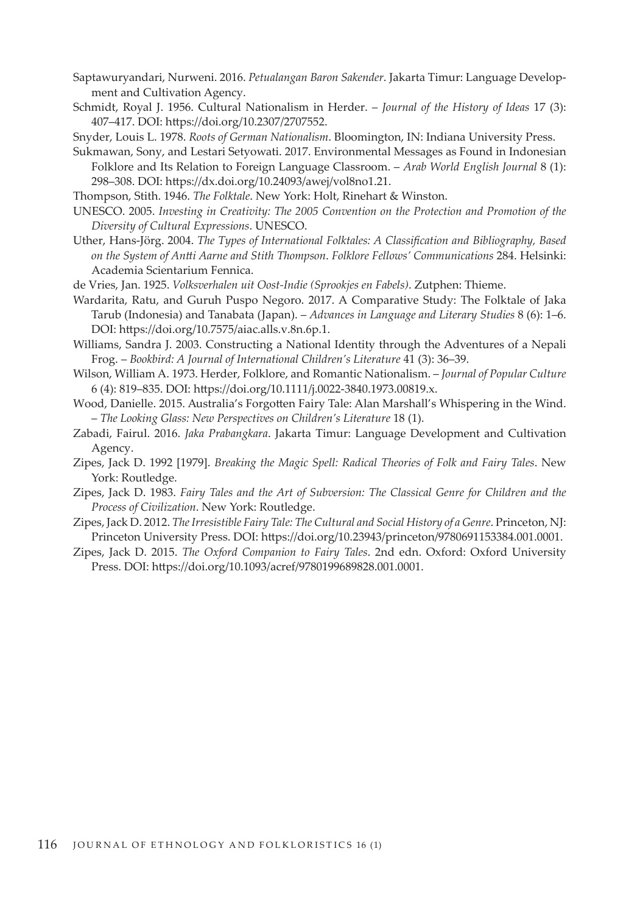Saptawuryandari, Nurweni. 2016. *Petualangan Baron Sakender*. Jakarta Timur: Language Development and Cultivation Agency.

Schmidt, Royal J. 1956. Cultural Nationalism in Herder. – *Journal of the History of Ideas* 17 (3): 407–417. DOI: https://doi.org/10.2307/2707552.

Snyder, Louis L. 1978. *Roots of German Nationalism*. Bloomington, IN: Indiana University Press.

Sukmawan, Sony, and Lestari Setyowati. 2017. Environmental Messages as Found in Indonesian Folklore and Its Relation to Foreign Language Classroom. – *Arab World English Journal* 8 (1): 298–308. DOI: https://dx.doi.org/10.24093/awej/vol8no1.21.

Thompson, Stith. 1946. *The Folktale*. New York: Holt, Rinehart & Winston.

UNESCO. 2005. *Investing in Creativity: The 2005 Convention on the Protection and Promotion of the Diversity of Cultural Expressions*. UNESCO.

Uther, Hans-Jörg. 2004. *The Types of International Folktales: A Classification and Bibliography, Based on the System of Antti Aarne and Stith Thompson*. *Folklore Fellows' Communications* 284. Helsinki: Academia Scientarium Fennica.

de Vries, Jan. 1925. *Volksverhalen uit Oost-Indie (Sprookjes en Fabels)*. Zutphen: Thieme.

Wardarita, Ratu, and Guruh Puspo Negoro. 2017. A Comparative Study: The Folktale of Jaka Tarub (Indonesia) and Tanabata (Japan). – *Advances in Language and Literary Studies* 8 (6): 1–6. DOI: https://doi.org/10.7575/aiac.alls.v.8n.6p.1.

Williams, Sandra J. 2003. Constructing a National Identity through the Adventures of a Nepali Frog. – *Bookbird: A Journal of International Children's Literature* 41 (3): 36–39.

Wilson, William A. 1973. Herder, Folklore, and Romantic Nationalism. – *Journal of Popular Culture* 6 (4): 819–835. DOI: https://doi.org/10.1111/j.0022-3840.1973.00819.x.

Wood, Danielle. 2015. Australia's Forgotten Fairy Tale: Alan Marshall's Whispering in the Wind. – *The Looking Glass: New Perspectives on Children's Literature* 18 (1).

Zabadi, Fairul. 2016. *Jaka Prabangkara*. Jakarta Timur: Language Development and Cultivation Agency.

Zipes, Jack D. 1992 [1979]. *Breaking the Magic Spell: Radical Theories of Folk and Fairy Tales*. New York: Routledge.

Zipes, Jack D. 1983. *Fairy Tales and the Art of Subversion: The Classical Genre for Children and the Process of Civilization*. New York: Routledge.

Zipes, Jack D. 2012. *The Irresistible Fairy Tale: The Cultural and Social History of a Genre*. Princeton, NJ: Princeton University Press. DOI: https://doi.org/10.23943/princeton/9780691153384.001.0001.

Zipes, Jack D. 2015. *The Oxford Companion to Fairy Tales*. 2nd edn. Oxford: Oxford University Press. DOI: https://doi.org/10.1093/acref/9780199689828.001.0001.